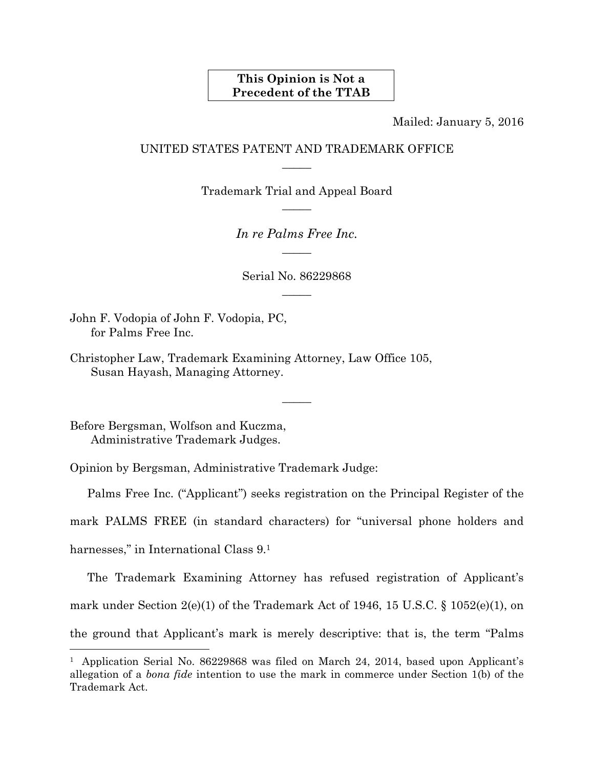**This Opinion is Not a Precedent of the TTAB**

Mailed: January 5, 2016

UNITED STATES PATENT AND TRADEMARK OFFICE

—

Trademark Trial and Appeal Board

—

*In re Palms Free Inc.*

—

Serial No. 86229868

—

John F. Vodopia of John F. Vodopia, PC,
for Palms Free Inc.

Christopher Law, Trademark Examining Attorney, Law Office 105,
Susan Hayash, Managing Attorney.

—

Before Bergsman, Wolfson and Kuczma,
Administrative Trademark Judges.

Opinion by Bergsman, Administrative Trademark Judge:

Palms Free Inc. ("Applicant") seeks registration on the Principal Register of the mark PALMS FREE (in standard characters) for "universal phone holders and harnesses," in International Class 9.[1]

The Trademark Examining Attorney has refused registration of Applicant's mark under Section 2(e)(1) of the Trademark Act of 1946, 15 U.S.C. § 1052(e)(1), on the ground that Applicant's mark is merely descriptive: that is, the term "Palms

---

[1] Application Serial No. 86229868 was filed on March 24, 2014, based upon Applicant's allegation of a *bona fide* intention to use the mark in commerce under Section 1(b) of the Trademark Act.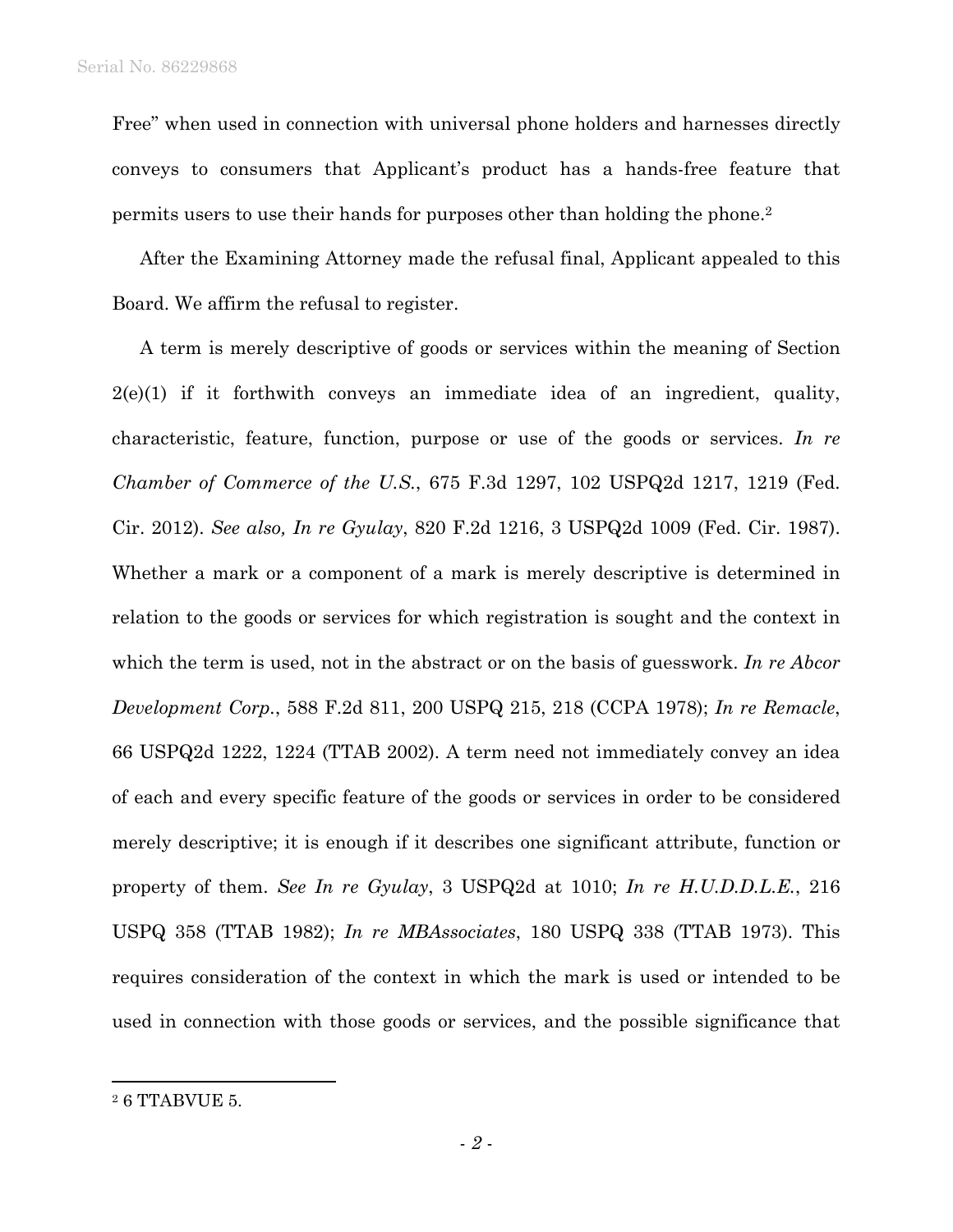Free" when used in connection with universal phone holders and harnesses directly conveys to consumers that Applicant's product has a hands-free feature that permits users to use their hands for purposes other than holding the phone.[2]

After the Examining Attorney made the refusal final, Applicant appealed to this Board. We affirm the refusal to register.

A term is merely descriptive of goods or services within the meaning of Section 2(e)(1) if it forthwith conveys an immediate idea of an ingredient, quality, characteristic, feature, function, purpose or use of the goods or services. *In re Chamber of Commerce of the U.S.*, 675 F.3d 1297, 102 USPQ2d 1217, 1219 (Fed. Cir. 2012). *See also, In re Gyulay*, 820 F.2d 1216, 3 USPQ2d 1009 (Fed. Cir. 1987). Whether a mark or a component of a mark is merely descriptive is determined in relation to the goods or services for which registration is sought and the context in which the term is used, not in the abstract or on the basis of guesswork. *In re Abcor Development Corp.*, 588 F.2d 811, 200 USPQ 215, 218 (CCPA 1978); *In re Remacle*, 66 USPQ2d 1222, 1224 (TTAB 2002). A term need not immediately convey an idea of each and every specific feature of the goods or services in order to be considered merely descriptive; it is enough if it describes one significant attribute, function or property of them. *See In re Gyulay*, 3 USPQ2d at 1010; *In re H.U.D.D.L.E.*, 216 USPQ 358 (TTAB 1982); *In re MBAssociates*, 180 USPQ 338 (TTAB 1973). This requires consideration of the context in which the mark is used or intended to be used in connection with those goods or services, and the possible significance that

[2] 6 TTABVUE 5.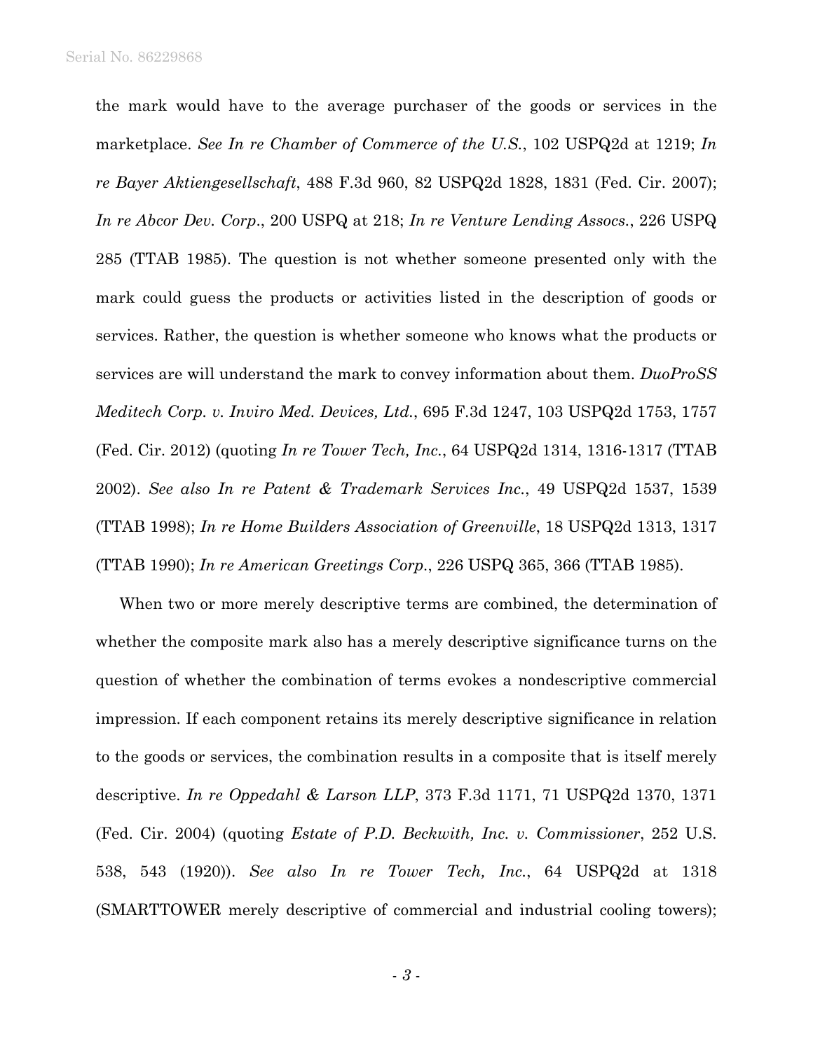the mark would have to the average purchaser of the goods or services in the marketplace. *See In re Chamber of Commerce of the U.S.*, 102 USPQ2d at 1219; *In re Bayer Aktiengesellschaft*, 488 F.3d 960, 82 USPQ2d 1828, 1831 (Fed. Cir. 2007); *In re Abcor Dev. Corp.*, 200 USPQ at 218; *In re Venture Lending Assocs.*, 226 USPQ 285 (TTAB 1985). The question is not whether someone presented only with the mark could guess the products or activities listed in the description of goods or services. Rather, the question is whether someone who knows what the products or services are will understand the mark to convey information about them. *DuoProSS Meditech Corp. v. Inviro Med. Devices, Ltd.*, 695 F.3d 1247, 103 USPQ2d 1753, 1757 (Fed. Cir. 2012) (quoting *In re Tower Tech, Inc.*, 64 USPQ2d 1314, 1316-1317 (TTAB 2002). *See also In re Patent & Trademark Services Inc.*, 49 USPQ2d 1537, 1539 (TTAB 1998); *In re Home Builders Association of Greenville*, 18 USPQ2d 1313, 1317 (TTAB 1990); *In re American Greetings Corp.*, 226 USPQ 365, 366 (TTAB 1985).

When two or more merely descriptive terms are combined, the determination of whether the composite mark also has a merely descriptive significance turns on the question of whether the combination of terms evokes a nondescriptive commercial impression. If each component retains its merely descriptive significance in relation to the goods or services, the combination results in a composite that is itself merely descriptive. *In re Oppedahl & Larson LLP*, 373 F.3d 1171, 71 USPQ2d 1370, 1371 (Fed. Cir. 2004) (quoting *Estate of P.D. Beckwith, Inc. v. Commissioner*, 252 U.S. 538, 543 (1920)). *See also In re Tower Tech, Inc.*, 64 USPQ2d at 1318 (SMARTTOWER merely descriptive of commercial and industrial cooling towers);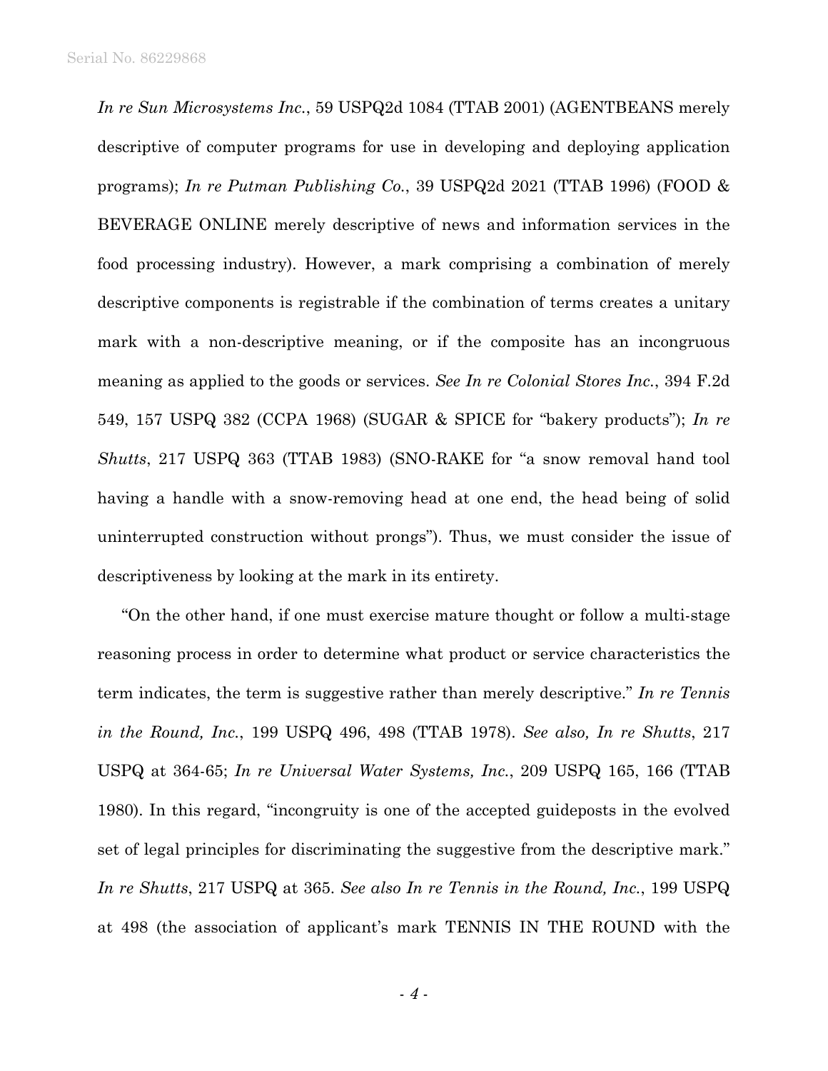*In re Sun Microsystems Inc.*, 59 USPQ2d 1084 (TTAB 2001) (AGENTBEANS merely descriptive of computer programs for use in developing and deploying application programs); *In re Putman Publishing Co.*, 39 USPQ2d 2021 (TTAB 1996) (FOOD & BEVERAGE ONLINE merely descriptive of news and information services in the food processing industry). However, a mark comprising a combination of merely descriptive components is registrable if the combination of terms creates a unitary mark with a non-descriptive meaning, or if the composite has an incongruous meaning as applied to the goods or services. *See In re Colonial Stores Inc.*, 394 F.2d 549, 157 USPQ 382 (CCPA 1968) (SUGAR & SPICE for "bakery products"); *In re Shutts*, 217 USPQ 363 (TTAB 1983) (SNO-RAKE for "a snow removal hand tool having a handle with a snow-removing head at one end, the head being of solid uninterrupted construction without prongs"). Thus, we must consider the issue of descriptiveness by looking at the mark in its entirety.

"On the other hand, if one must exercise mature thought or follow a multi-stage reasoning process in order to determine what product or service characteristics the term indicates, the term is suggestive rather than merely descriptive." *In re Tennis in the Round, Inc.*, 199 USPQ 496, 498 (TTAB 1978). *See also, In re Shutts*, 217 USPQ at 364-65; *In re Universal Water Systems, Inc.*, 209 USPQ 165, 166 (TTAB 1980). In this regard, "incongruity is one of the accepted guideposts in the evolved set of legal principles for discriminating the suggestive from the descriptive mark." *In re Shutts*, 217 USPQ at 365. *See also In re Tennis in the Round, Inc.*, 199 USPQ at 498 (the association of applicant's mark TENNIS IN THE ROUND with the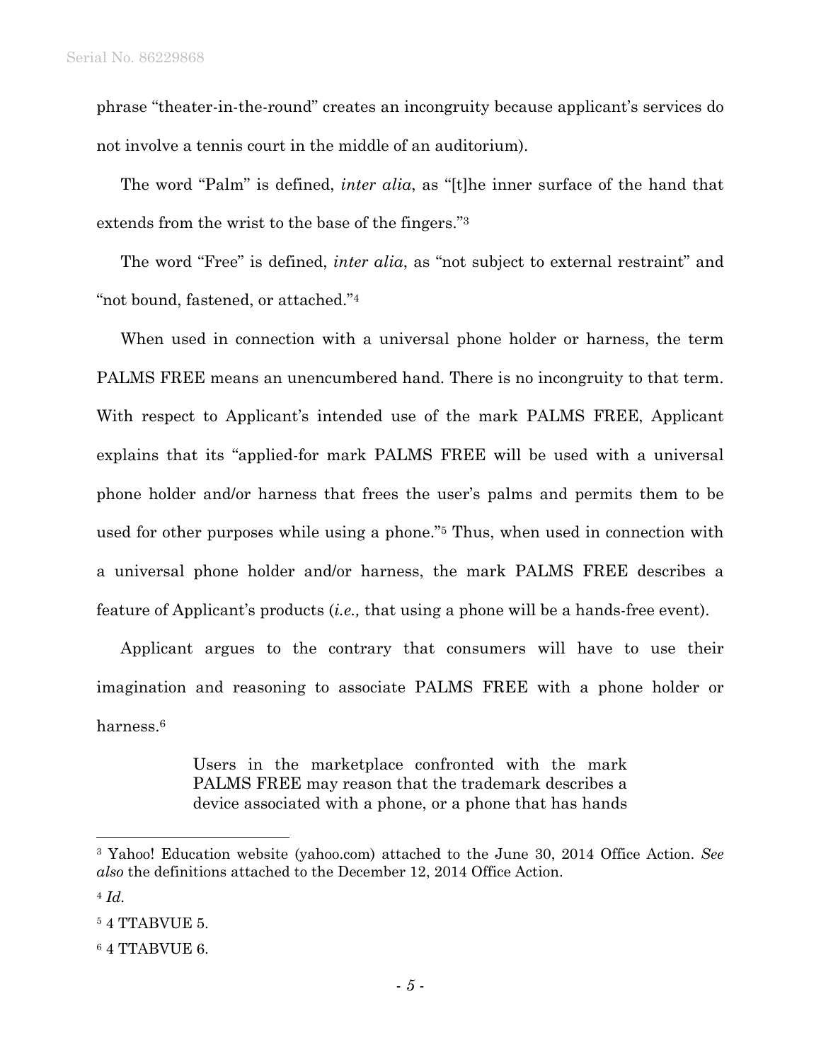phrase "theater-in-the-round" creates an incongruity because applicant's services do not involve a tennis court in the middle of an auditorium).

The word "Palm" is defined, *inter alia*, as "[t]he inner surface of the hand that extends from the wrist to the base of the fingers."[3]

The word "Free" is defined, *inter alia*, as "not subject to external restraint" and "not bound, fastened, or attached."[4]

When used in connection with a universal phone holder or harness, the term PALMS FREE means an unencumbered hand. There is no incongruity to that term. With respect to Applicant's intended use of the mark PALMS FREE, Applicant explains that its "applied-for mark PALMS FREE will be used with a universal phone holder and/or harness that frees the user's palms and permits them to be used for other purposes while using a phone."[5] Thus, when used in connection with a universal phone holder and/or harness, the mark PALMS FREE describes a feature of Applicant's products (*i.e.,* that using a phone will be a hands-free event).

Applicant argues to the contrary that consumers will have to use their imagination and reasoning to associate PALMS FREE with a phone holder or harness.[6]

> Users in the marketplace confronted with the mark PALMS FREE may reason that the trademark describes a device associated with a phone, or a phone that has hands

---

[3] Yahoo! Education website (yahoo.com) attached to the June 30, 2014 Office Action. *See also* the definitions attached to the December 12, 2014 Office Action.

[4] *Id.*

[5] 4 TTABVUE 5.

[6] 4 TTABVUE 6.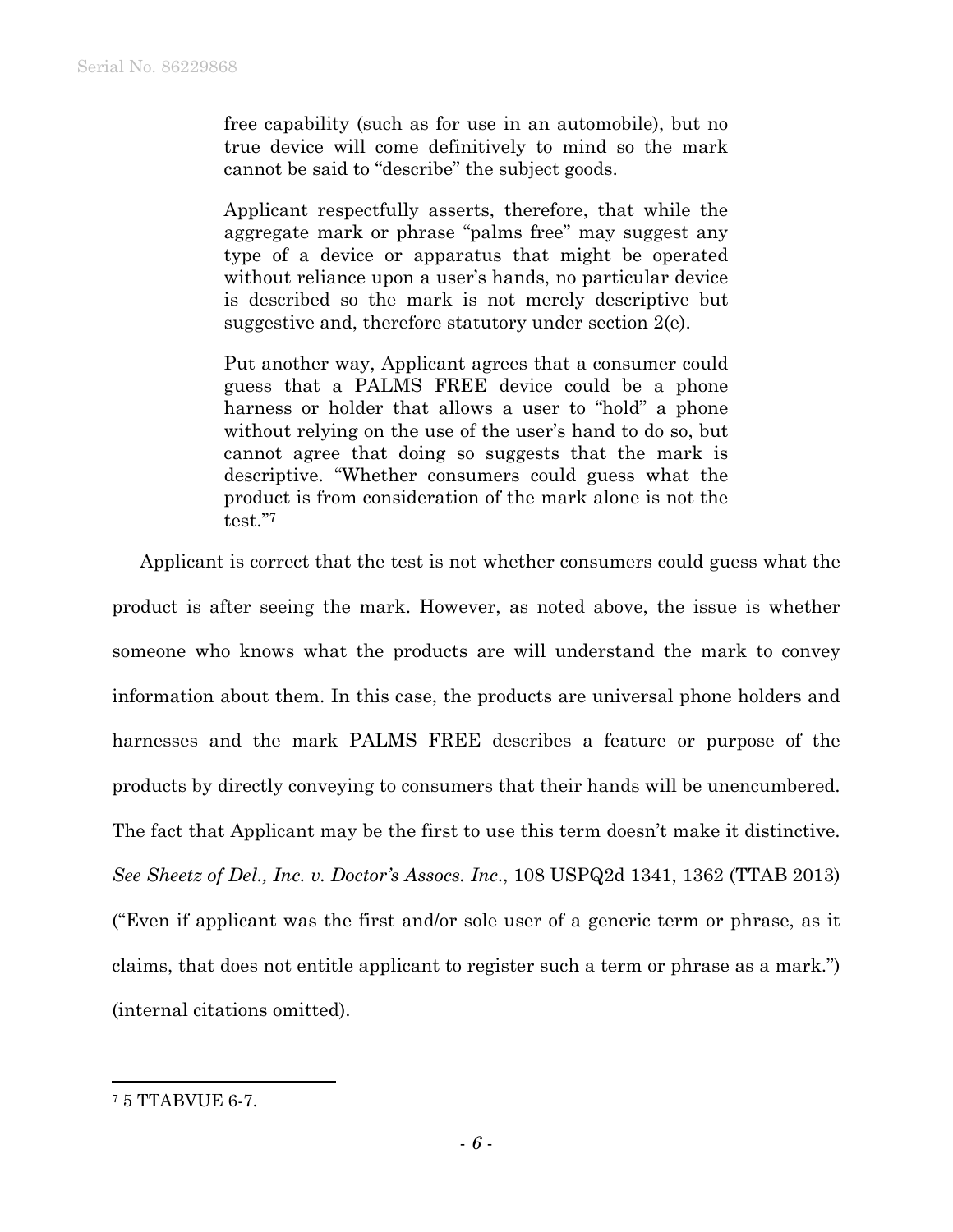> free capability (such as for use in an automobile), but no true device will come definitively to mind so the mark cannot be said to "describe" the subject goods.
>
> Applicant respectfully asserts, therefore, that while the aggregate mark or phrase "palms free" may suggest any type of a device or apparatus that might be operated without reliance upon a user's hands, no particular device is described so the mark is not merely descriptive but suggestive and, therefore statutory under section 2(e).
>
> Put another way, Applicant agrees that a consumer could guess that a PALMS FREE device could be a phone harness or holder that allows a user to "hold" a phone without relying on the use of the user's hand to do so, but cannot agree that doing so suggests that the mark is descriptive. "Whether consumers could guess what the product is from consideration of the mark alone is not the test."[7]

Applicant is correct that the test is not whether consumers could guess what the product is after seeing the mark. However, as noted above, the issue is whether someone who knows what the products are will understand the mark to convey information about them. In this case, the products are universal phone holders and harnesses and the mark PALMS FREE describes a feature or purpose of the products by directly conveying to consumers that their hands will be unencumbered. The fact that Applicant may be the first to use this term doesn't make it distinctive. *See Sheetz of Del., Inc. v. Doctor's Assocs. Inc.*, 108 USPQ2d 1341, 1362 (TTAB 2013) ("Even if applicant was the first and/or sole user of a generic term or phrase, as it claims, that does not entitle applicant to register such a term or phrase as a mark.") (internal citations omitted).

---

[7] 5 TTABVUE 6-7.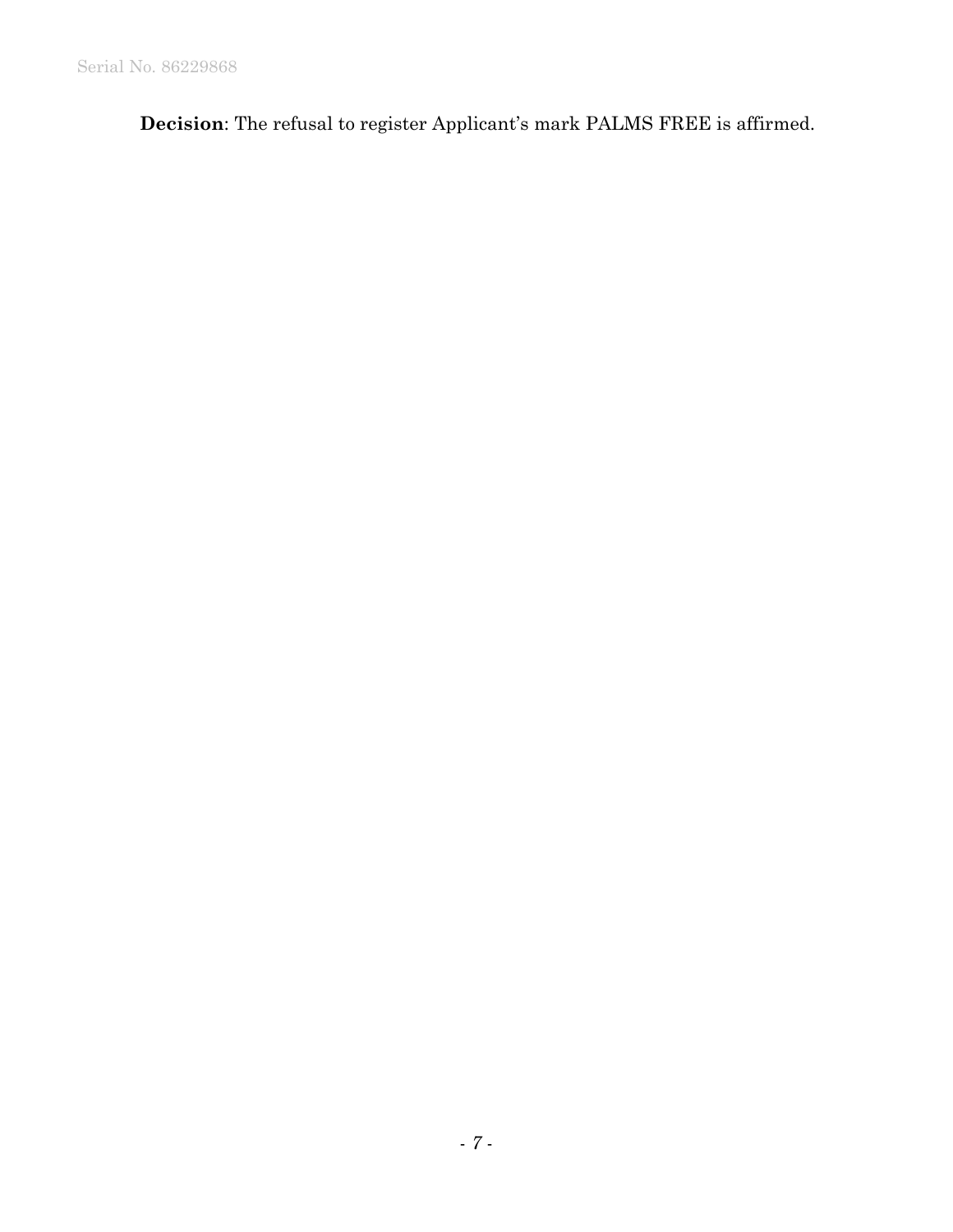**Decision**: The refusal to register Applicant's mark PALMS FREE is affirmed.